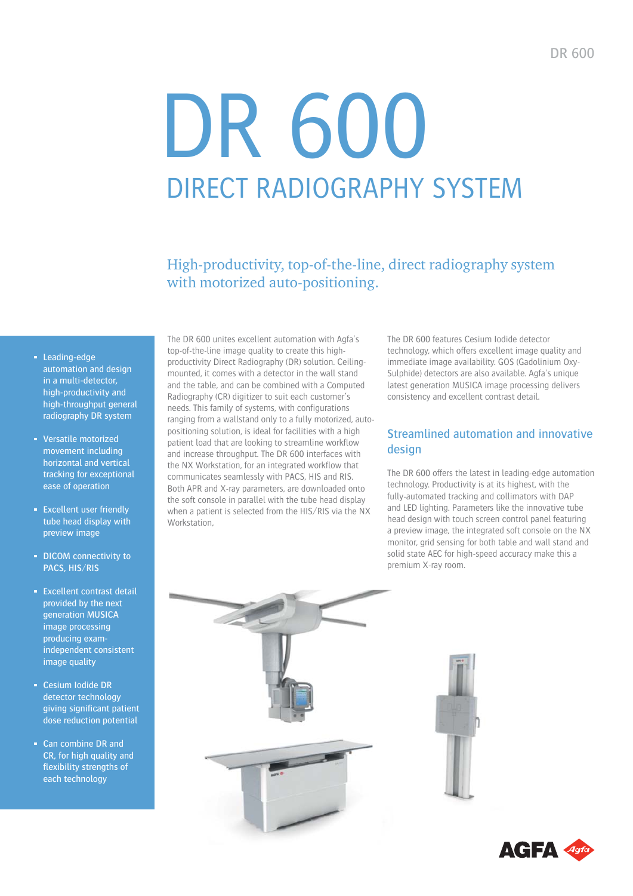# DR 600

## DIRECT RADIOGRAPHY SYSTEM

High-productivity, top-of-the-line, direct radiography system with motorized auto-positioning.

- Leading-edge automation and design in a multi-detector, high-productivity and high-throughput general radiography DR system
- Versatile motorized movement including horizontal and vertical tracking for exceptional ease of operation
- Excellent user friendly tube head display with preview image
- DICOM connectivity to PACS, HIS/RIS
- Excellent contrast detail provided by the next generation MUSICA image processing producing exam-independent consistent image quality
- Cesium Iodide DR detector technology giving significant patient dose reduction potential
- Can combine DR and CR, for high quality and flexibility strengths of each technology

The DR 600 unites excellent automation with Agfa's top-of-the-line image quality to create this high-productivity Direct Radiography (DR) solution. Ceiling-mounted, it comes with a detector in the wall stand and the table, and can be combined with a Computed Radiography (CR) digitizer to suit each customer's needs. This family of systems, with configurations ranging from a wallstand only to a fully motorized, auto-positioning solution, is ideal for facilities with a high patient load that are looking to streamline workflow and increase throughput. The DR 600 interfaces with the NX Workstation, for an integrated workflow that communicates seamlessly with PACS, HIS and RIS. Both APR and X-ray parameters, are downloaded onto the soft console in parallel with the tube head display when a patient is selected from the HIS/RIS via the NX Workstation,

The DR 600 features Cesium Iodide detector technology, which offers excellent image quality and immediate image availability. GOS (Gadolinium Oxy-Sulphide) detectors are also available. Agfa's unique latest generation MUSICA image processing delivers consistency and excellent contrast detail.

### Streamlined automation and innovative design

The DR 600 offers the latest in leading-edge automation technology. Productivity is at its highest, with the fully-automated tracking and collimators with DAP and LED lighting. Parameters like the innovative tube head design with touch screen control panel featuring a preview image, the integrated soft console on the NX monitor, grid sensing for both table and wall stand and solid state AEC for high-speed accuracy make this a premium X-ray room.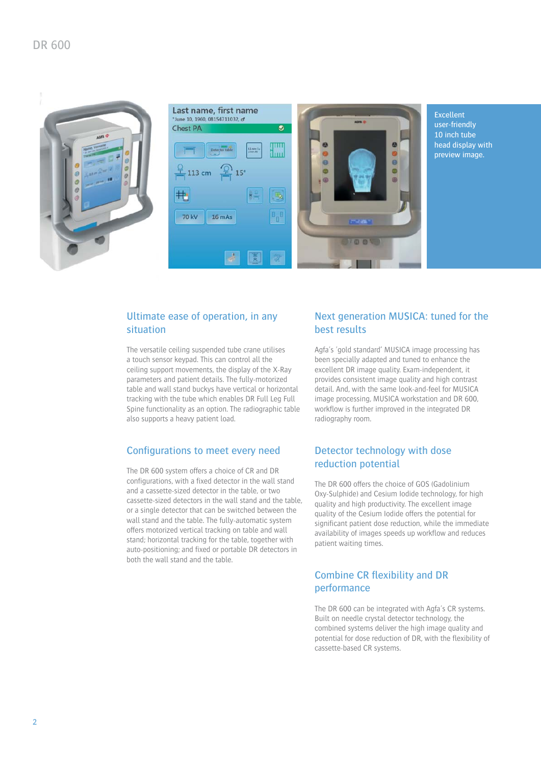Excellent user-friendly 10 inch tube head display with preview image.

## Ultimate ease of operation, in any situation

The versatile ceiling suspended tube crane utilises a touch sensor keypad. This can control all the ceiling support movements, the display of the X-Ray parameters and patient details. The fully-motorized table and wall stand buckys have vertical or horizontal tracking with the tube which enables DR Full Leg Full Spine functionality as an option. The radiographic table also supports a heavy patient load.

## Configurations to meet every need

The DR 600 system offers a choice of CR and DR configurations, with a fixed detector in the wall stand and a cassette-sized detector in the table, or two cassette-sized detectors in the wall stand and the table, or a single detector that can be switched between the wall stand and the table. The fully-automatic system offers motorized vertical tracking on table and wall stand; horizontal tracking for the table, together with auto-positioning; and fixed or portable DR detectors in both the wall stand and the table.

## Next generation MUSICA: tuned for the best results

Agfa's 'gold standard' MUSICA image processing has been specially adapted and tuned to enhance the excellent DR image quality. Exam-independent, it provides consistent image quality and high contrast detail. And, with the same look-and-feel for MUSICA image processing, MUSICA workstation and DR 600, workflow is further improved in the integrated DR radiography room.

## Detector technology with dose reduction potential

The DR 600 offers the choice of GOS (Gadolinium Oxy-Sulphide) and Cesium Iodide technology, for high quality and high productivity. The excellent image quality of the Cesium Iodide offers the potential for significant patient dose reduction, while the immediate availability of images speeds up workflow and reduces patient waiting times.

## Combine CR flexibility and DR performance

The DR 600 can be integrated with Agfa's CR systems. Built on needle crystal detector technology, the combined systems deliver the high image quality and potential for dose reduction of DR, with the flexibility of cassette-based CR systems.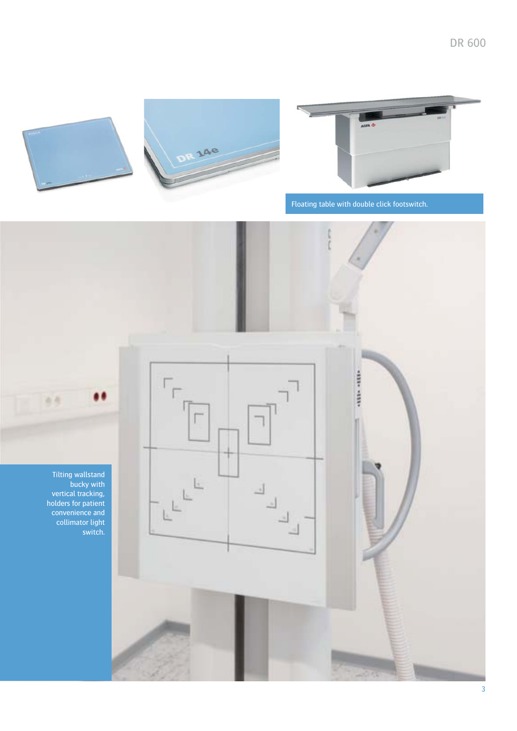Floating table with double click footswitch.

Tilting wallstand bucky with vertical tracking, holders for patient convenience and collimator light switch.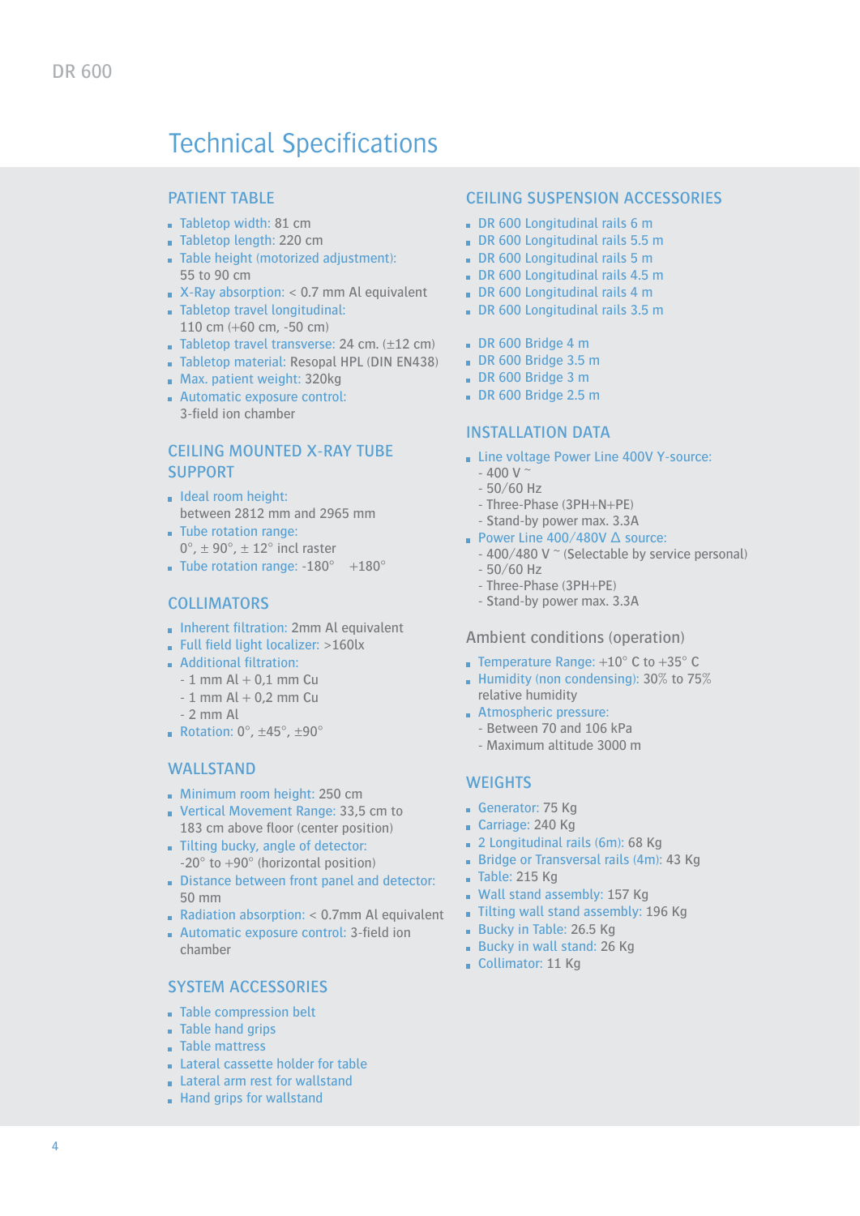# Technical Specifications

## PATIENT TABLE

- Tabletop width: 81 cm
- Tabletop length: 220 cm
- Table height (motorized adjustment): 55 to 90 cm
- X-Ray absorption: < 0.7 mm Al equivalent
- Tabletop travel longitudinal: 110 cm (+60 cm, -50 cm)
- Tabletop travel transverse: 24 cm. (±12 cm)
- Tabletop material: Resopal HPL (DIN EN438)
- Max. patient weight: 320kg
- Automatic exposure control: 3-field ion chamber

## CEILING MOUNTED X-RAY TUBE SUPPORT

- Ideal room height: between 2812 mm and 2965 mm
- Tube rotation range: 0°, ± 90°, ± 12° incl raster
- Tube rotation range: -180°   +180°

## COLLIMATORS

- Inherent filtration: 2mm Al equivalent
- Full field light localizer: >160lx
- Additional filtration:
  - 1 mm Al + 0,1 mm Cu
  - 1 mm Al + 0,2 mm Cu
  - 2 mm Al
- Rotation: 0°, ±45°, ±90°

## WALLSTAND

- Minimum room height: 250 cm
- Vertical Movement Range: 33,5 cm to 183 cm above floor (center position)
- Tilting bucky, angle of detector: -20° to +90° (horizontal position)
- Distance between front panel and detector: 50 mm
- Radiation absorption: < 0.7mm Al equivalent
- Automatic exposure control: 3-field ion chamber

## SYSTEM ACCESSORIES

- Table compression belt
- Table hand grips
- Table mattress
- Lateral cassette holder for table
- Lateral arm rest for wallstand
- Hand grips for wallstand

## CEILING SUSPENSION ACCESSORIES

- DR 600 Longitudinal rails 6 m
- DR 600 Longitudinal rails 5.5 m
- DR 600 Longitudinal rails 5 m
- DR 600 Longitudinal rails 4.5 m
- DR 600 Longitudinal rails 4 m
- DR 600 Longitudinal rails 3.5 m

- DR 600 Bridge 4 m
- DR 600 Bridge 3.5 m
- DR 600 Bridge 3 m
- DR 600 Bridge 2.5 m

## INSTALLATION DATA

- Line voltage Power Line 400V Y-source:
  - 400 V ~
  - 50/60 Hz
  - Three-Phase (3PH+N+PE)
  - Stand-by power max. 3.3A
- Power Line 400/480V Δ source:
  - 400/480 V ~ (Selectable by service personal)
  - 50/60 Hz
  - Three-Phase (3PH+PE)
  - Stand-by power max. 3.3A

## Ambient conditions (operation)

- Temperature Range: +10° C to +35° C
- Humidity (non condensing): 30% to 75% relative humidity
- Atmospheric pressure:
  - Between 70 and 106 kPa
  - Maximum altitude 3000 m

## WEIGHTS

- Generator: 75 Kg
- Carriage: 240 Kg
- 2 Longitudinal rails (6m): 68 Kg
- Bridge or Transversal rails (4m): 43 Kg
- Table: 215 Kg
- Wall stand assembly: 157 Kg
- Tilting wall stand assembly: 196 Kg
- Bucky in Table: 26.5 Kg
- Bucky in wall stand: 26 Kg
- Collimator: 11 Kg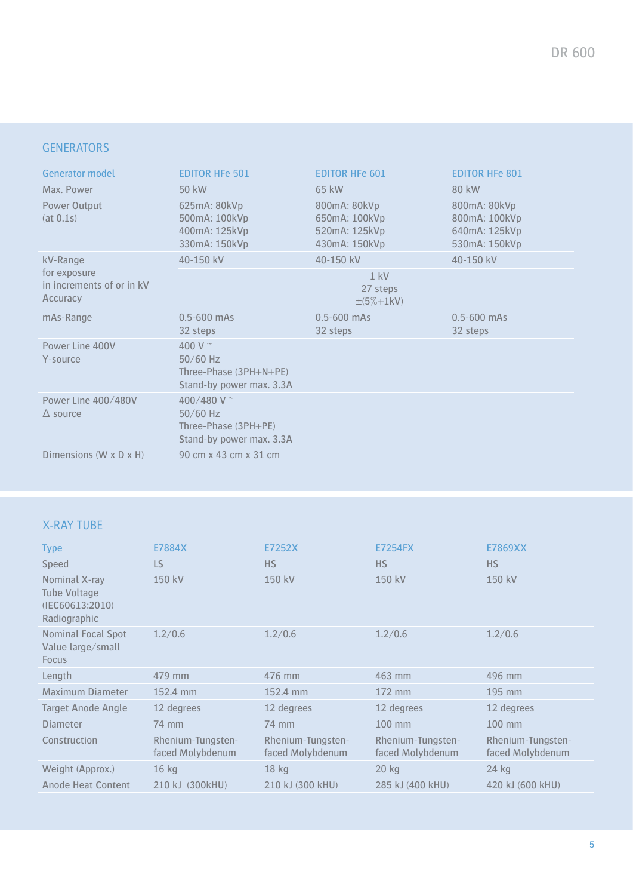## GENERATORS

| Generator model | EDITOR HFe 501 | EDITOR HFe 601 | EDITOR HFe 801 |
|---|---|---|---|
| Max. Power | 50 kW | 65 kW | 80 kW |
| Power Output (at 0.1s) | 625mA: 80kVp<br>500mA: 100kVp<br>400mA: 125kVp<br>330mA: 150kVp | 800mA: 80kVp<br>650mA: 100kVp<br>520mA: 125kVp<br>430mA: 150kVp | 800mA: 80kVp<br>800mA: 100kVp<br>640mA: 125kVp<br>530mA: 150kVp |
| kV-Range for exposure | 40-150 kV | 40-150 kV | 40-150 kV |
| in increments of or in kV | | 1 kV<br>27 steps | |
| Accuracy | | ±(5%+1kV) | |
| mAs-Range | 0.5-600 mAs<br>32 steps | 0.5-600 mAs<br>32 steps | 0.5-600 mAs<br>32 steps |
| Power Line 400V<br>Y-source | 400 V ~<br>50/60 Hz<br>Three-Phase (3PH+N+PE)<br>Stand-by power max. 3.3A | | |
| Power Line 400/480V<br>Δ source | 400/480 V ~<br>50/60 Hz<br>Three-Phase (3PH+PE)<br>Stand-by power max. 3.3A | | |
| Dimensions (W x D x H) | 90 cm x 43 cm x 31 cm | | |

## X-RAY TUBE

| Type | E7884X | E7252X | E7254FX | E7869XX |
|---|---|---|---|---|
| Speed | LS | HS | HS | HS |
| Nominal X-ray Tube Voltage (IEC60613:2010) Radiographic | 150 kV | 150 kV | 150 kV | 150 kV |
| Nominal Focal Spot Value large/small Focus | 1.2/0.6 | 1.2/0.6 | 1.2/0.6 | 1.2/0.6 |
| Length | 479 mm | 476 mm | 463 mm | 496 mm |
| Maximum Diameter | 152.4 mm | 152.4 mm | 172 mm | 195 mm |
| Target Anode Angle | 12 degrees | 12 degrees | 12 degrees | 12 degrees |
| Diameter | 74 mm | 74 mm | 100 mm | 100 mm |
| Construction | Rhenium-Tungsten-faced Molybdenum | Rhenium-Tungsten-faced Molybdenum | Rhenium-Tungsten-faced Molybdenum | Rhenium-Tungsten-faced Molybdenum |
| Weight (Approx.) | 16 kg | 18 kg | 20 kg | 24 kg |
| Anode Heat Content | 210 kJ (300kHU) | 210 kJ (300 kHU) | 285 kJ (400 kHU) | 420 kJ (600 kHU) |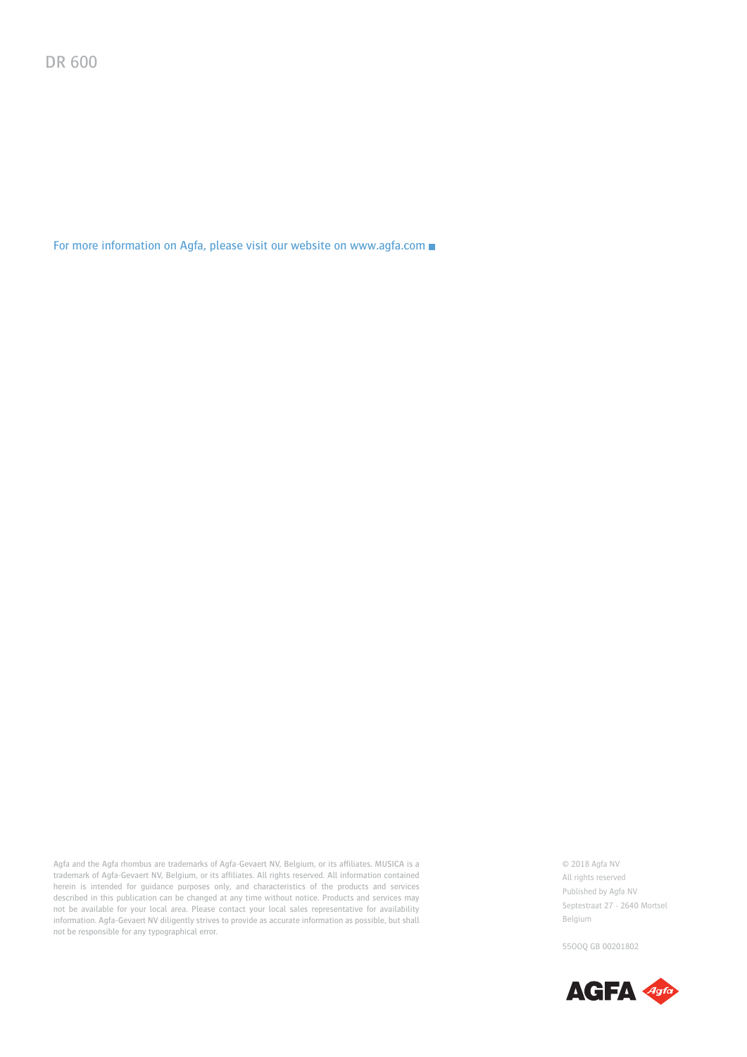DR 600

For more information on Agfa, please visit our website on www.agfa.com

Agfa and the Agfa rhombus are trademarks of Agfa-Gevaert NV, Belgium, or its affiliates. MUSICA is a trademark of Agfa-Gevaert NV, Belgium, or its affiliates. All rights reserved. All information contained herein is intended for guidance purposes only, and characteristics of the products and services described in this publication can be changed at any time without notice. Products and services may not be available for your local area. Please contact your local sales representative for availability information. Agfa-Gevaert NV diligently strives to provide as accurate information as possible, but shall not be responsible for any typographical error.

© 2018 Agfa NV
All rights reserved
Published by Agfa NV
Septestraat 27 - 2640 Mortsel
Belgium

55OOQ GB 00201802

AGFA